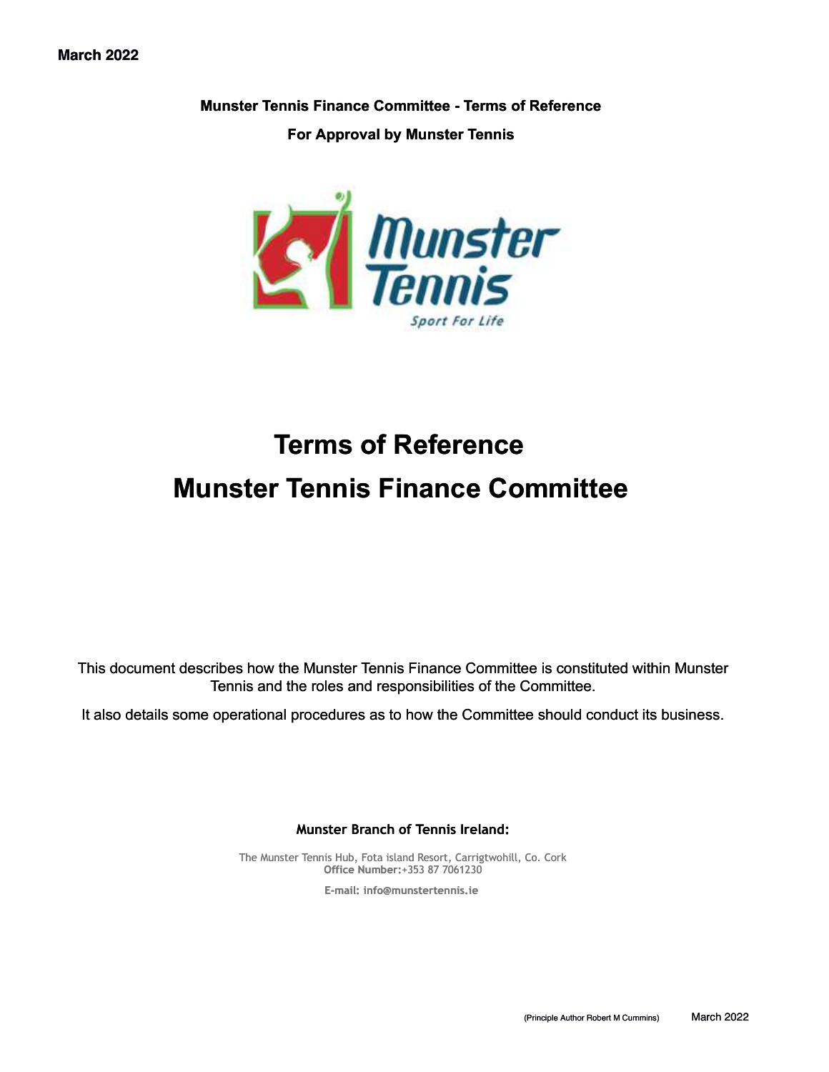March 2022

**Munster Tennis Finance Committee - Terms of Reference**

**For Approval by Munster Tennis**

# Terms of Reference
# Munster Tennis Finance Committee

This document describes how the Munster Tennis Finance Committee is constituted within Munster Tennis and the roles and responsibilities of the Committee.

It also details some operational procedures as to how the Committee should conduct its business.

**Munster Branch of Tennis Ireland:**

The Munster Tennis Hub, Fota island Resort, Carrigtwohill, Co. Cork
**Office Number:**+353 87 7061230

**E-mail: info@munstertennis.ie**

(Principle Author Robert M Cummins) March 2022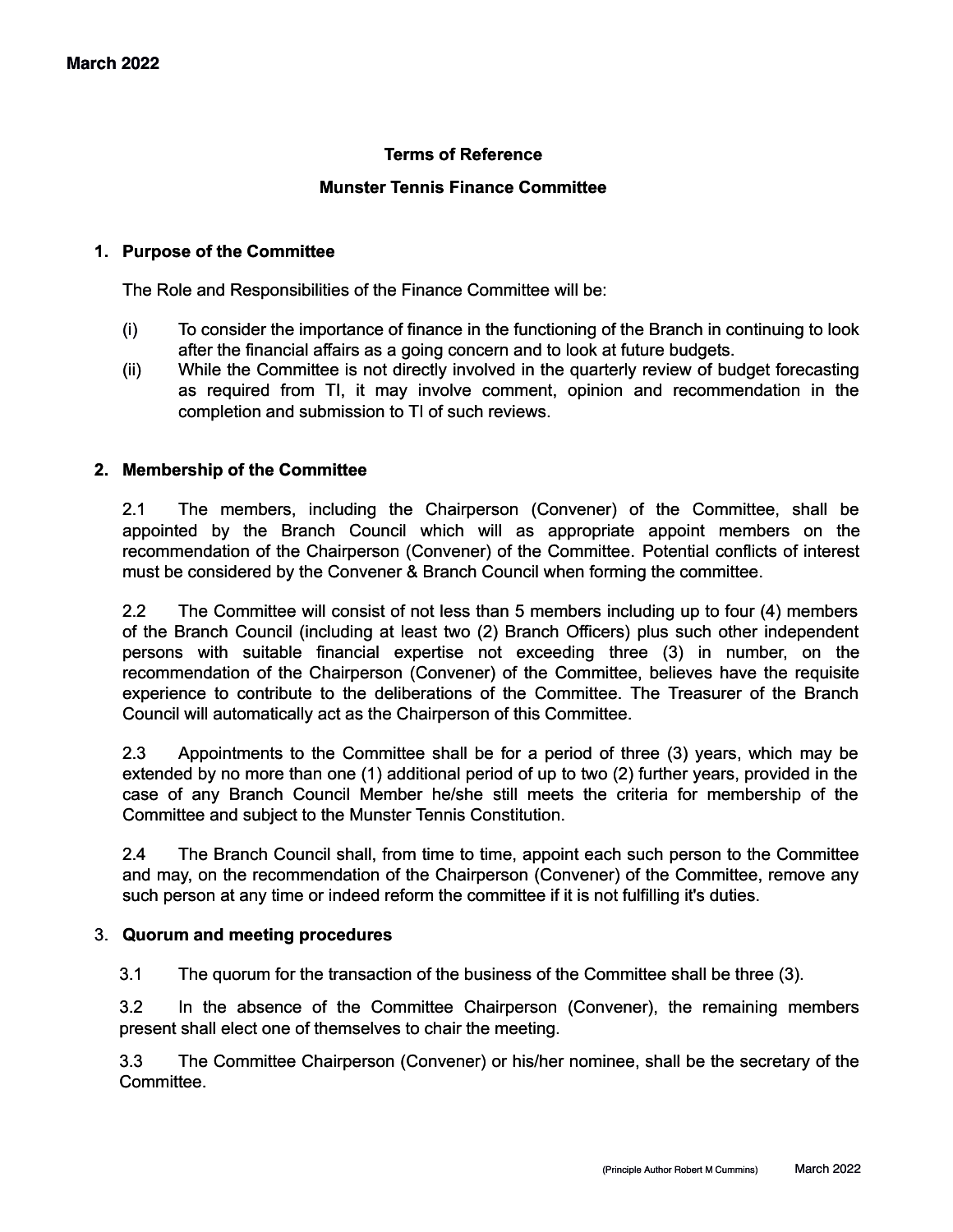**Terms of Reference**

**Munster Tennis Finance Committee**

## 1. Purpose of the Committee

The Role and Responsibilities of the Finance Committee will be:

(i) To consider the importance of finance in the functioning of the Branch in continuing to look after the financial affairs as a going concern and to look at future budgets.

(ii) While the Committee is not directly involved in the quarterly review of budget forecasting as required from TI, it may involve comment, opinion and recommendation in the completion and submission to TI of such reviews.

## 2. Membership of the Committee

2.1 The members, including the Chairperson (Convener) of the Committee, shall be appointed by the Branch Council which will as appropriate appoint members on the recommendation of the Chairperson (Convener) of the Committee. Potential conflicts of interest must be considered by the Convener & Branch Council when forming the committee.

2.2 The Committee will consist of not less than 5 members including up to four (4) members of the Branch Council (including at least two (2) Branch Officers) plus such other independent persons with suitable financial expertise not exceeding three (3) in number, on the recommendation of the Chairperson (Convener) of the Committee, believes have the requisite experience to contribute to the deliberations of the Committee. The Treasurer of the Branch Council will automatically act as the Chairperson of this Committee.

2.3 Appointments to the Committee shall be for a period of three (3) years, which may be extended by no more than one (1) additional period of up to two (2) further years, provided in the case of any Branch Council Member he/she still meets the criteria for membership of the Committee and subject to the Munster Tennis Constitution.

2.4 The Branch Council shall, from time to time, appoint each such person to the Committee and may, on the recommendation of the Chairperson (Convener) of the Committee, remove any such person at any time or indeed reform the committee if it is not fulfilling it's duties.

## 3. Quorum and meeting procedures

3.1 The quorum for the transaction of the business of the Committee shall be three (3).

3.2 In the absence of the Committee Chairperson (Convener), the remaining members present shall elect one of themselves to chair the meeting.

3.3 The Committee Chairperson (Convener) or his/her nominee, shall be the secretary of the Committee.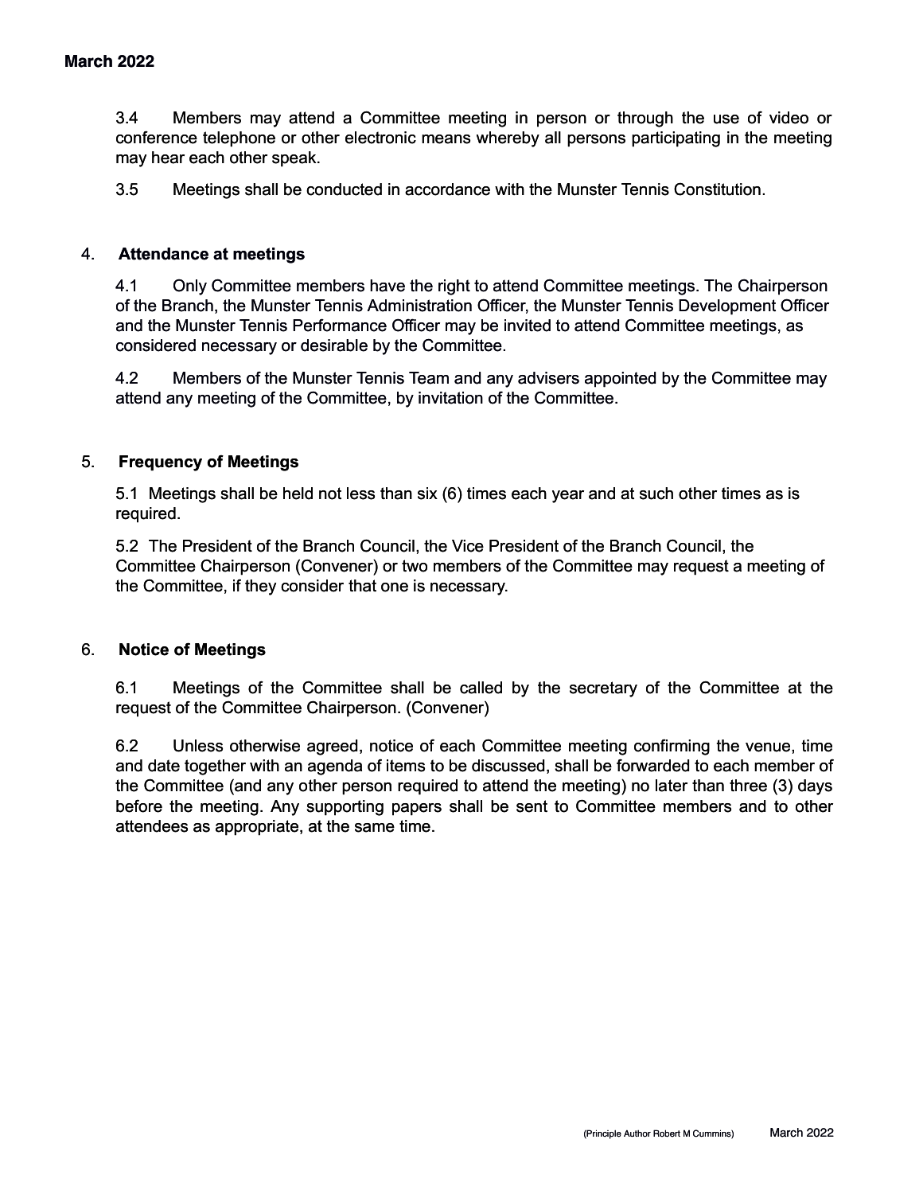3.4 Members may attend a Committee meeting in person or through the use of video or conference telephone or other electronic means whereby all persons participating in the meeting may hear each other speak.

3.5 Meetings shall be conducted in accordance with the Munster Tennis Constitution.

## 4. Attendance at meetings

4.1 Only Committee members have the right to attend Committee meetings. The Chairperson of the Branch, the Munster Tennis Administration Officer, the Munster Tennis Development Officer and the Munster Tennis Performance Officer may be invited to attend Committee meetings, as considered necessary or desirable by the Committee.

4.2 Members of the Munster Tennis Team and any advisers appointed by the Committee may attend any meeting of the Committee, by invitation of the Committee.

## 5. Frequency of Meetings

5.1 Meetings shall be held not less than six (6) times each year and at such other times as is required.

5.2 The President of the Branch Council, the Vice President of the Branch Council, the Committee Chairperson (Convener) or two members of the Committee may request a meeting of the Committee, if they consider that one is necessary.

## 6. Notice of Meetings

6.1 Meetings of the Committee shall be called by the secretary of the Committee at the request of the Committee Chairperson. (Convener)

6.2 Unless otherwise agreed, notice of each Committee meeting confirming the venue, time and date together with an agenda of items to be discussed, shall be forwarded to each member of the Committee (and any other person required to attend the meeting) no later than three (3) days before the meeting. Any supporting papers shall be sent to Committee members and to other attendees as appropriate, at the same time.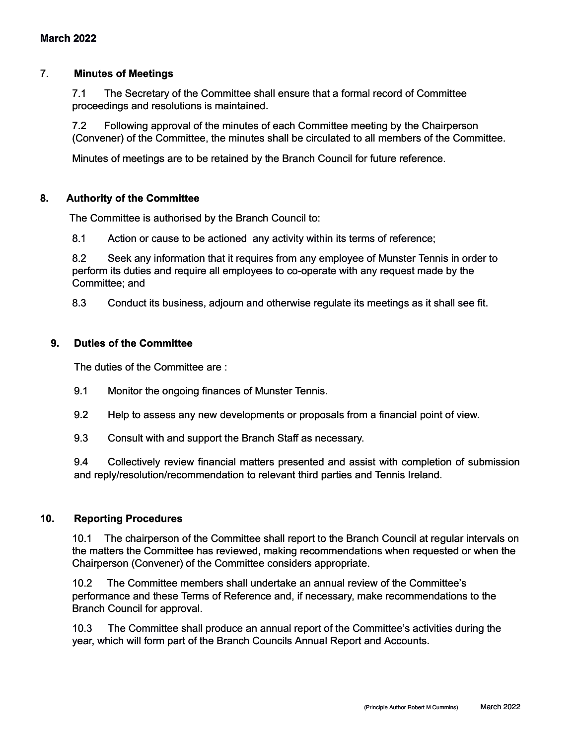## 7. Minutes of Meetings

7.1 The Secretary of the Committee shall ensure that a formal record of Committee proceedings and resolutions is maintained.

7.2 Following approval of the minutes of each Committee meeting by the Chairperson (Convener) of the Committee, the minutes shall be circulated to all members of the Committee.

Minutes of meetings are to be retained by the Branch Council for future reference.

## 8. Authority of the Committee

The Committee is authorised by the Branch Council to:

8.1 Action or cause to be actioned any activity within its terms of reference;

8.2 Seek any information that it requires from any employee of Munster Tennis in order to perform its duties and require all employees to co-operate with any request made by the Committee; and

8.3 Conduct its business, adjourn and otherwise regulate its meetings as it shall see fit.

## 9. Duties of the Committee

The duties of the Committee are :

9.1 Monitor the ongoing finances of Munster Tennis.

9.2 Help to assess any new developments or proposals from a financial point of view.

9.3 Consult with and support the Branch Staff as necessary.

9.4 Collectively review financial matters presented and assist with completion of submission and reply/resolution/recommendation to relevant third parties and Tennis Ireland.

## 10. Reporting Procedures

10.1 The chairperson of the Committee shall report to the Branch Council at regular intervals on the matters the Committee has reviewed, making recommendations when requested or when the Chairperson (Convener) of the Committee considers appropriate.

10.2 The Committee members shall undertake an annual review of the Committee's performance and these Terms of Reference and, if necessary, make recommendations to the Branch Council for approval.

10.3 The Committee shall produce an annual report of the Committee's activities during the year, which will form part of the Branch Councils Annual Report and Accounts.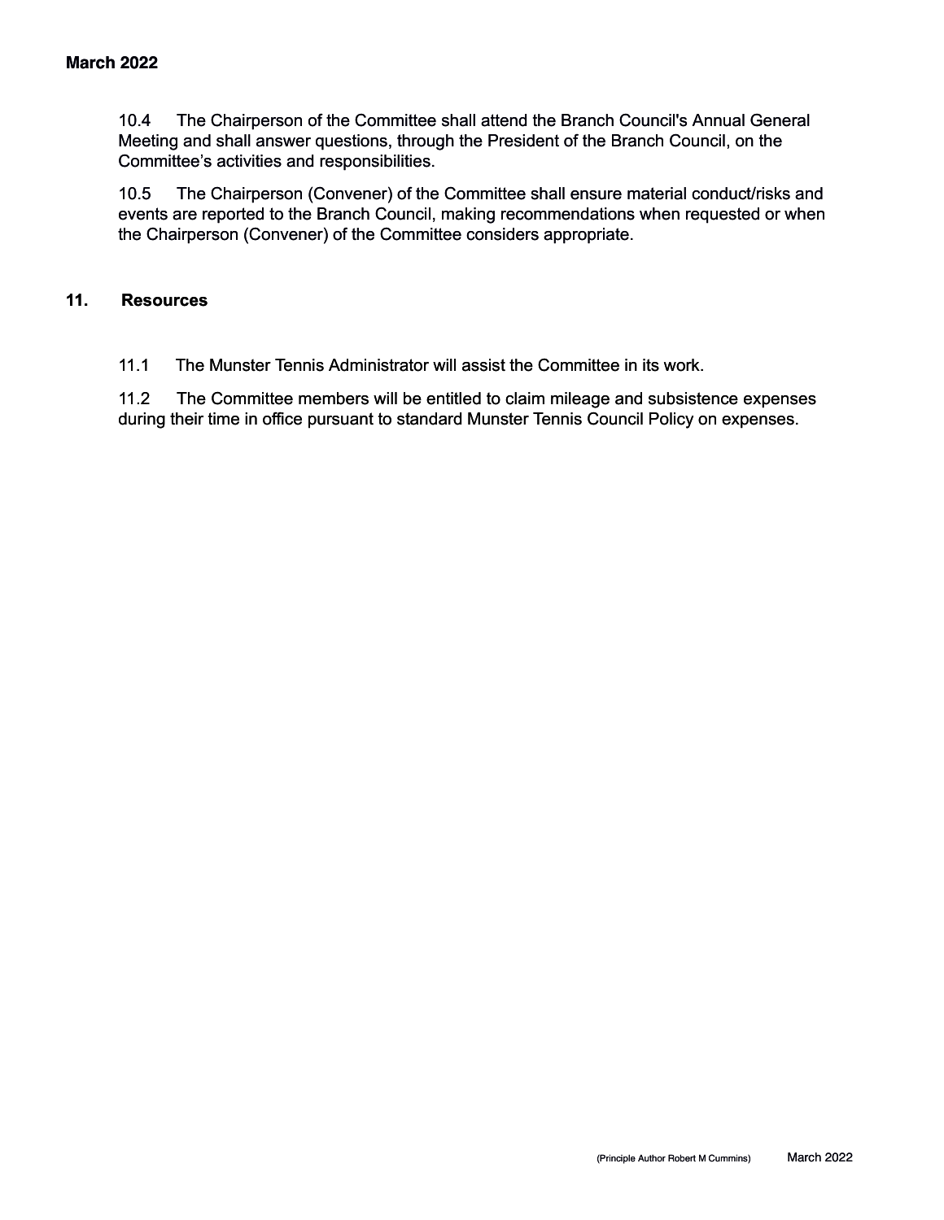10.4 The Chairperson of the Committee shall attend the Branch Council's Annual General Meeting and shall answer questions, through the President of the Branch Council, on the Committee's activities and responsibilities.

10.5 The Chairperson (Convener) of the Committee shall ensure material conduct/risks and events are reported to the Branch Council, making recommendations when requested or when the Chairperson (Convener) of the Committee considers appropriate.

## 11. Resources

11.1 The Munster Tennis Administrator will assist the Committee in its work.

11.2 The Committee members will be entitled to claim mileage and subsistence expenses during their time in office pursuant to standard Munster Tennis Council Policy on expenses.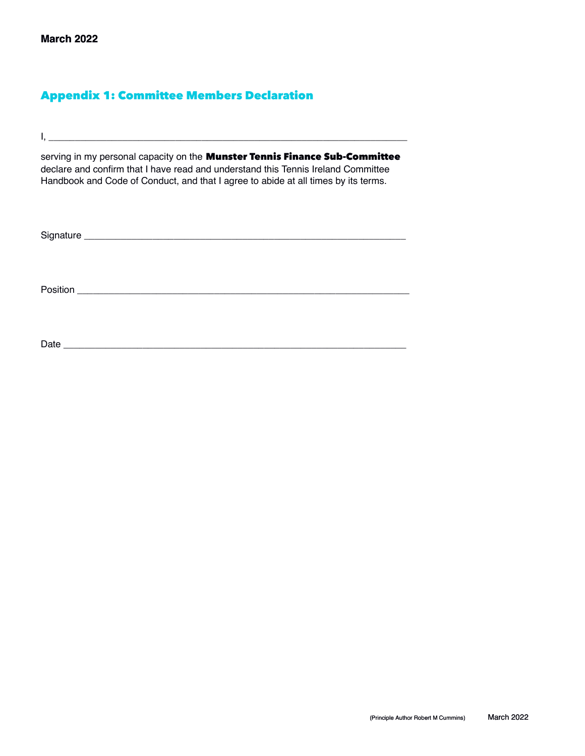## Appendix 1: Committee Members Declaration

I, ______________________________________________________________________

serving in my personal capacity on the **Munster Tennis Finance Sub-Committee** declare and confirm that I have read and understand this Tennis Ireland Committee Handbook and Code of Conduct, and that I agree to abide at all times by its terms.

Signature ______________________________________________________________

Position _______________________________________________________________

Date __________________________________________________________________

(Principle Author Robert M Cummins)